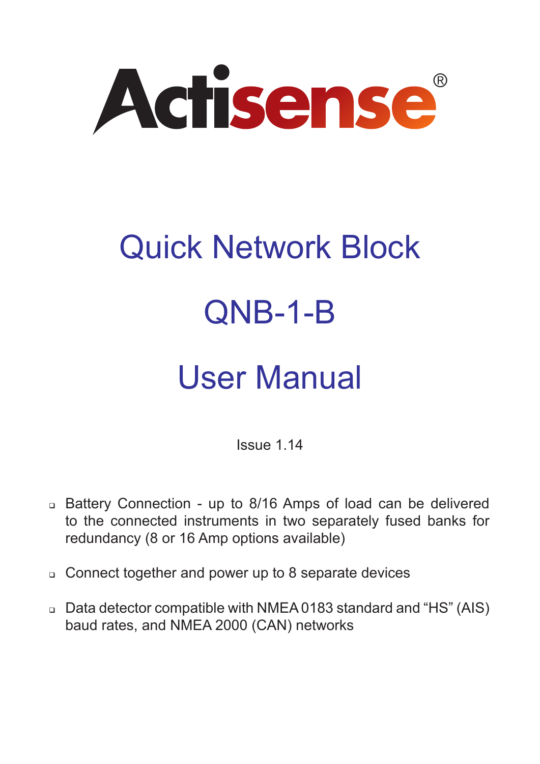# Actisense®

# Quick Network Block

# QNB-1-B

# User Manual

Issue 1.14

- Battery Connection - up to 8/16 Amps of load can be delivered to the connected instruments in two separately fused banks for redundancy (8 or 16 Amp options available)
- Connect together and power up to 8 separate devices
- Data detector compatible with NMEA 0183 standard and “HS” (AIS) baud rates, and NMEA 2000 (CAN) networks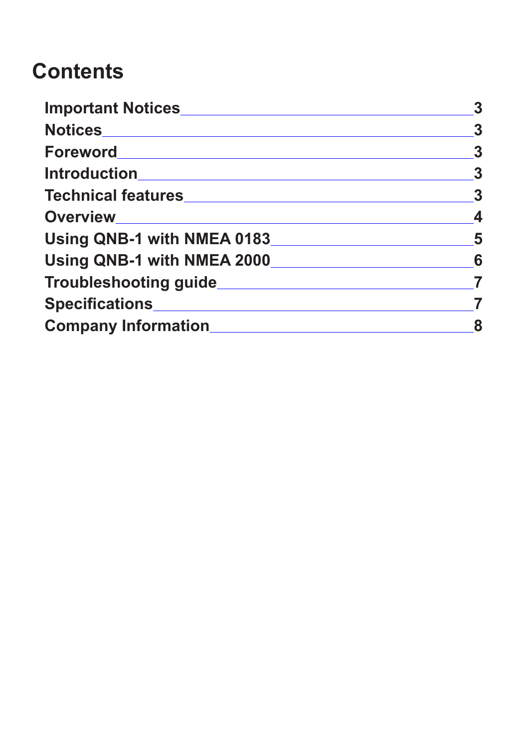# Contents

| Section | Page |
|---|---|
| **Important Notices** | **3** |
| **Notices** | **3** |
| **Foreword** | **3** |
| **Introduction** | **3** |
| **Technical features** | **3** |
| **Overview** | **4** |
| **Using QNB-1 with NMEA 0183** | **5** |
| **Using QNB-1 with NMEA 2000** | **6** |
| **Troubleshooting guide** | **7** |
| **Specifications** | **7** |
| **Company Information** | **8** |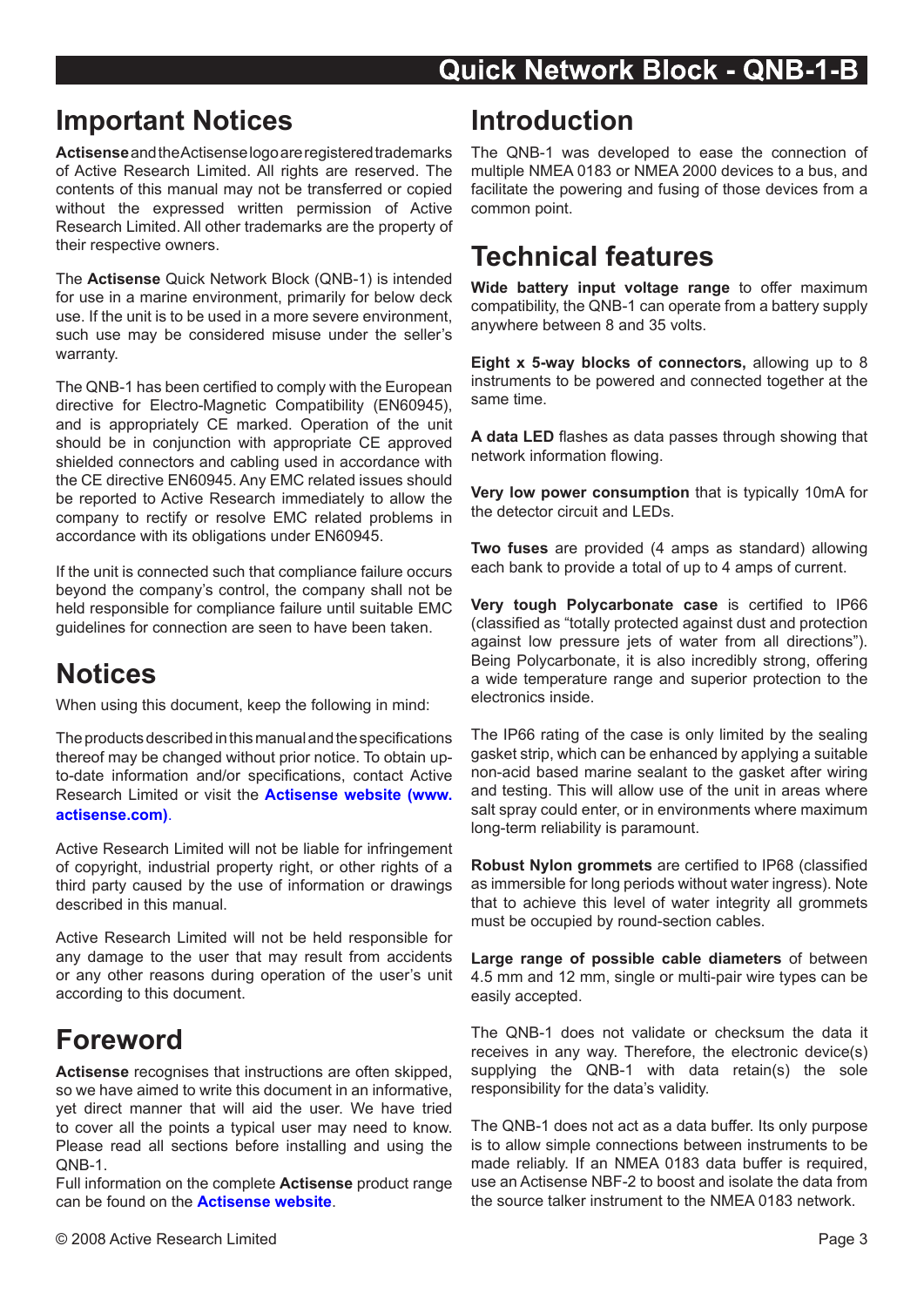## Important Notices

**Actisense** and the Actisense logo are registered trademarks of Active Research Limited. All rights are reserved. The contents of this manual may not be transferred or copied without the expressed written permission of Active Research Limited. All other trademarks are the property of their respective owners.

The **Actisense** Quick Network Block (QNB-1) is intended for use in a marine environment, primarily for below deck use. If the unit is to be used in a more severe environment, such use may be considered misuse under the seller's warranty.

The QNB-1 has been certified to comply with the European directive for Electro-Magnetic Compatibility (EN60945), and is appropriately CE marked. Operation of the unit should be in conjunction with appropriate CE approved shielded connectors and cabling used in accordance with the CE directive EN60945. Any EMC related issues should be reported to Active Research immediately to allow the company to rectify or resolve EMC related problems in accordance with its obligations under EN60945.

If the unit is connected such that compliance failure occurs beyond the company's control, the company shall not be held responsible for compliance failure until suitable EMC guidelines for connection are seen to have been taken.

## Notices

When using this document, keep the following in mind:

The products described in this manual and the specifications thereof may be changed without prior notice. To obtain up-to-date information and/or specifications, contact Active Research Limited or visit the **Actisense website (www.actisense.com)**.

Active Research Limited will not be liable for infringement of copyright, industrial property right, or other rights of a third party caused by the use of information or drawings described in this manual.

Active Research Limited will not be held responsible for any damage to the user that may result from accidents or any other reasons during operation of the user's unit according to this document.

## Foreword

**Actisense** recognises that instructions are often skipped, so we have aimed to write this document in an informative, yet direct manner that will aid the user. We have tried to cover all the points a typical user may need to know. Please read all sections before installing and using the QNB-1.
Full information on the complete **Actisense** product range can be found on the **Actisense website**.

## Introduction

The QNB-1 was developed to ease the connection of multiple NMEA 0183 or NMEA 2000 devices to a bus, and facilitate the powering and fusing of those devices from a common point.

## Technical features

**Wide battery input voltage range** to offer maximum compatibility, the QNB-1 can operate from a battery supply anywhere between 8 and 35 volts.

**Eight x 5-way blocks of connectors,** allowing up to 8 instruments to be powered and connected together at the same time.

**A data LED** flashes as data passes through showing that network information flowing.

**Very low power consumption** that is typically 10mA for the detector circuit and LEDs.

**Two fuses** are provided (4 amps as standard) allowing each bank to provide a total of up to 4 amps of current.

**Very tough Polycarbonate case** is certified to IP66 (classified as "totally protected against dust and protection against low pressure jets of water from all directions"). Being Polycarbonate, it is also incredibly strong, offering a wide temperature range and superior protection to the electronics inside.

The IP66 rating of the case is only limited by the sealing gasket strip, which can be enhanced by applying a suitable non-acid based marine sealant to the gasket after wiring and testing. This will allow use of the unit in areas where salt spray could enter, or in environments where maximum long-term reliability is paramount.

**Robust Nylon grommets** are certified to IP68 (classified as immersible for long periods without water ingress). Note that to achieve this level of water integrity all grommets must be occupied by round-section cables.

**Large range of possible cable diameters** of between 4.5 mm and 12 mm, single or multi-pair wire types can be easily accepted.

The QNB-1 does not validate or checksum the data it receives in any way. Therefore, the electronic device(s) supplying the QNB-1 with data retain(s) the sole responsibility for the data's validity.

The QNB-1 does not act as a data buffer. Its only purpose is to allow simple connections between instruments to be made reliably. If an NMEA 0183 data buffer is required, use an Actisense NBF-2 to boost and isolate the data from the source talker instrument to the NMEA 0183 network.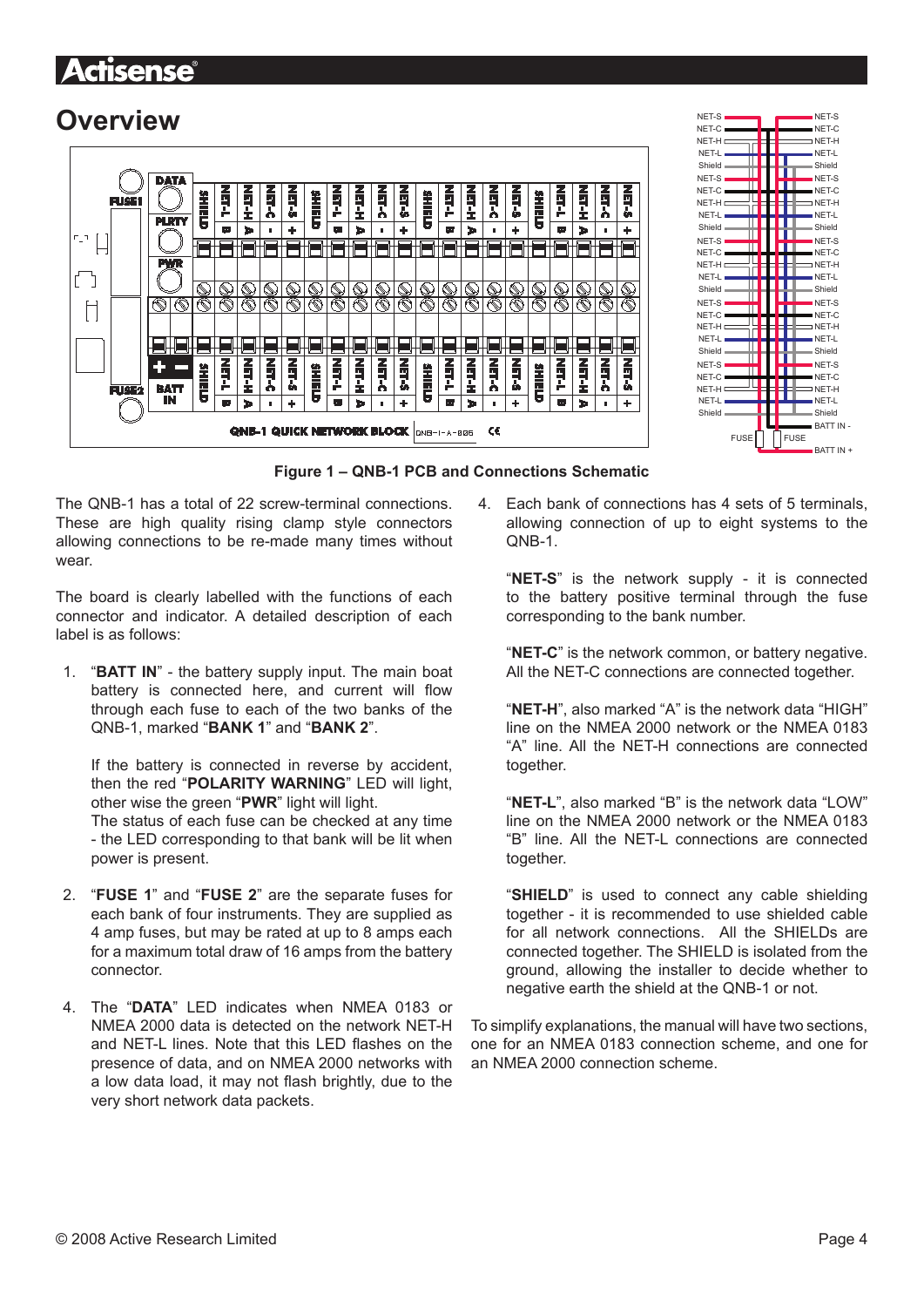# Overview

Figure 1 – QNB-1 PCB and Connections Schematic

The QNB-1 has a total of 22 screw-terminal connections. These are high quality rising clamp style connectors allowing connections to be re-made many times without wear.

The board is clearly labelled with the functions of each connector and indicator. A detailed description of each label is as follows:

1. "**BATT IN**" - the battery supply input. The main boat battery is connected here, and current will flow through each fuse to each of the two banks of the QNB-1, marked "**BANK 1**" and "**BANK 2**".

   If the battery is connected in reverse by accident, then the red "**POLARITY WARNING**" LED will light, other wise the green "**PWR**" light will light.
   The status of each fuse can be checked at any time - the LED corresponding to that bank will be lit when power is present.

2. "**FUSE 1**" and "**FUSE 2**" are the separate fuses for each bank of four instruments. They are supplied as 4 amp fuses, but may be rated at up to 8 amps each for a maximum total draw of 16 amps from the battery connector.

4. The "**DATA**" LED indicates when NMEA 0183 or NMEA 2000 data is detected on the network NET-H and NET-L lines. Note that this LED flashes on the presence of data, and on NMEA 2000 networks with a low data load, it may not flash brightly, due to the very short network data packets.

4. Each bank of connections has 4 sets of 5 terminals, allowing connection of up to eight systems to the QNB-1.

   "**NET-S**" is the network supply - it is connected to the battery positive terminal through the fuse corresponding to the bank number.

   "**NET-C**" is the network common, or battery negative. All the NET-C connections are connected together.

   "**NET-H**", also marked "A" is the network data "HIGH" line on the NMEA 2000 network or the NMEA 0183 "A" line. All the NET-H connections are connected together.

   "**NET-L**", also marked "B" is the network data "LOW" line on the NMEA 2000 network or the NMEA 0183 "B" line. All the NET-L connections are connected together.

   "**SHIELD**" is used to connect any cable shielding together - it is recommended to use shielded cable for all network connections. All the SHIELDs are connected together. The SHIELD is isolated from the ground, allowing the installer to decide whether to negative earth the shield at the QNB-1 or not.

To simplify explanations, the manual will have two sections, one for an NMEA 0183 connection scheme, and one for an NMEA 2000 connection scheme.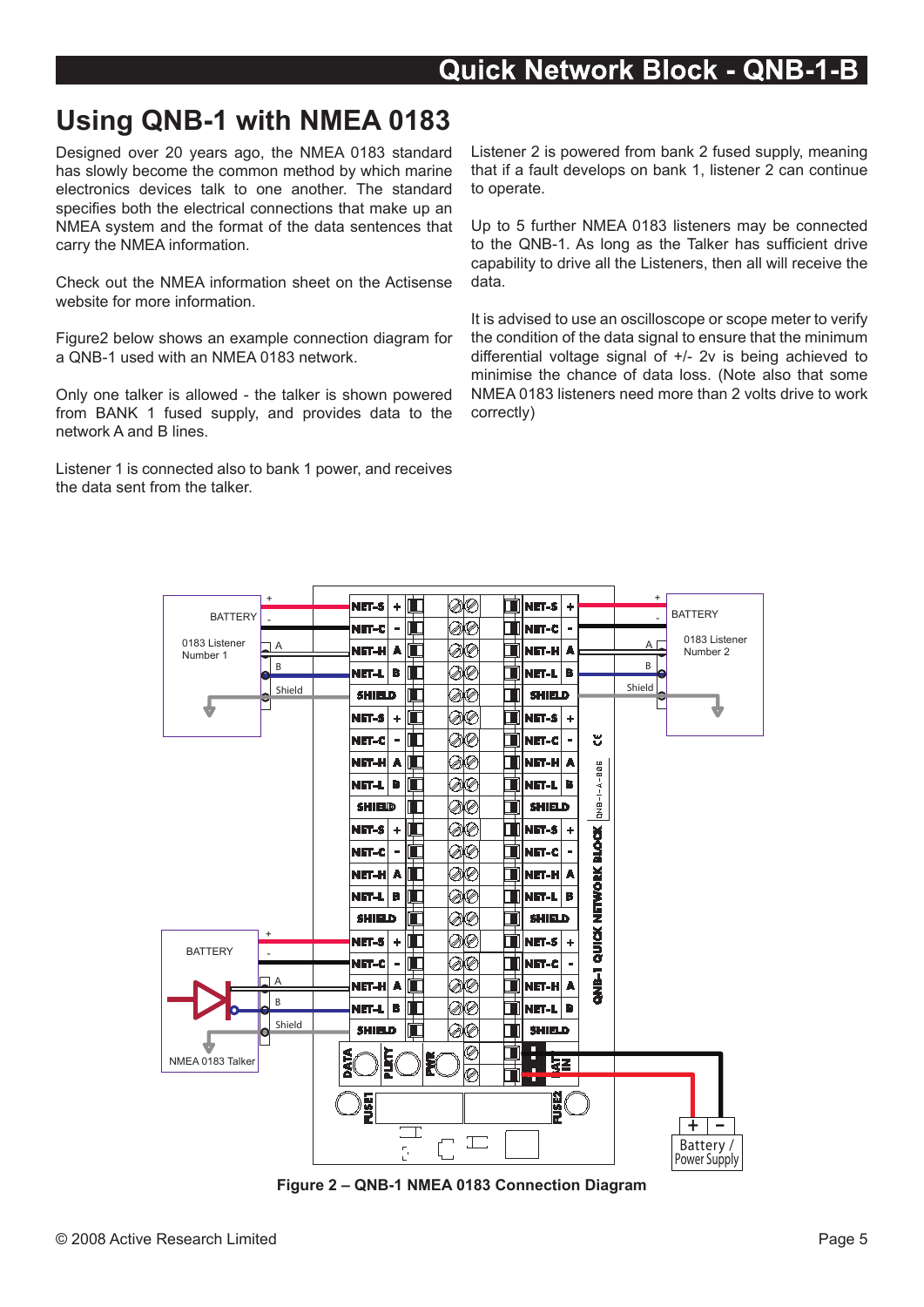# Using QNB-1 with NMEA 0183

Designed over 20 years ago, the NMEA 0183 standard has slowly become the common method by which marine electronics devices talk to one another. The standard specifies both the electrical connections that make up an NMEA system and the format of the data sentences that carry the NMEA information.

Check out the NMEA information sheet on the Actisense website for more information.

Figure2 below shows an example connection diagram for a QNB-1 used with an NMEA 0183 network.

Only one talker is allowed - the talker is shown powered from BANK 1 fused supply, and provides data to the network A and B lines.

Listener 1 is connected also to bank 1 power, and receives the data sent from the talker.

Listener 2 is powered from bank 2 fused supply, meaning that if a fault develops on bank 1, listener 2 can continue to operate.

Up to 5 further NMEA 0183 listeners may be connected to the QNB-1. As long as the Talker has sufficient drive capability to drive all the Listeners, then all will receive the data.

It is advised to use an oscilloscope or scope meter to verify the condition of the data signal to ensure that the minimum differential voltage signal of +/- 2v is being achieved to minimise the chance of data loss. (Note also that some NMEA 0183 listeners need more than 2 volts drive to work correctly)

**Figure 2 – QNB-1 NMEA 0183 Connection Diagram**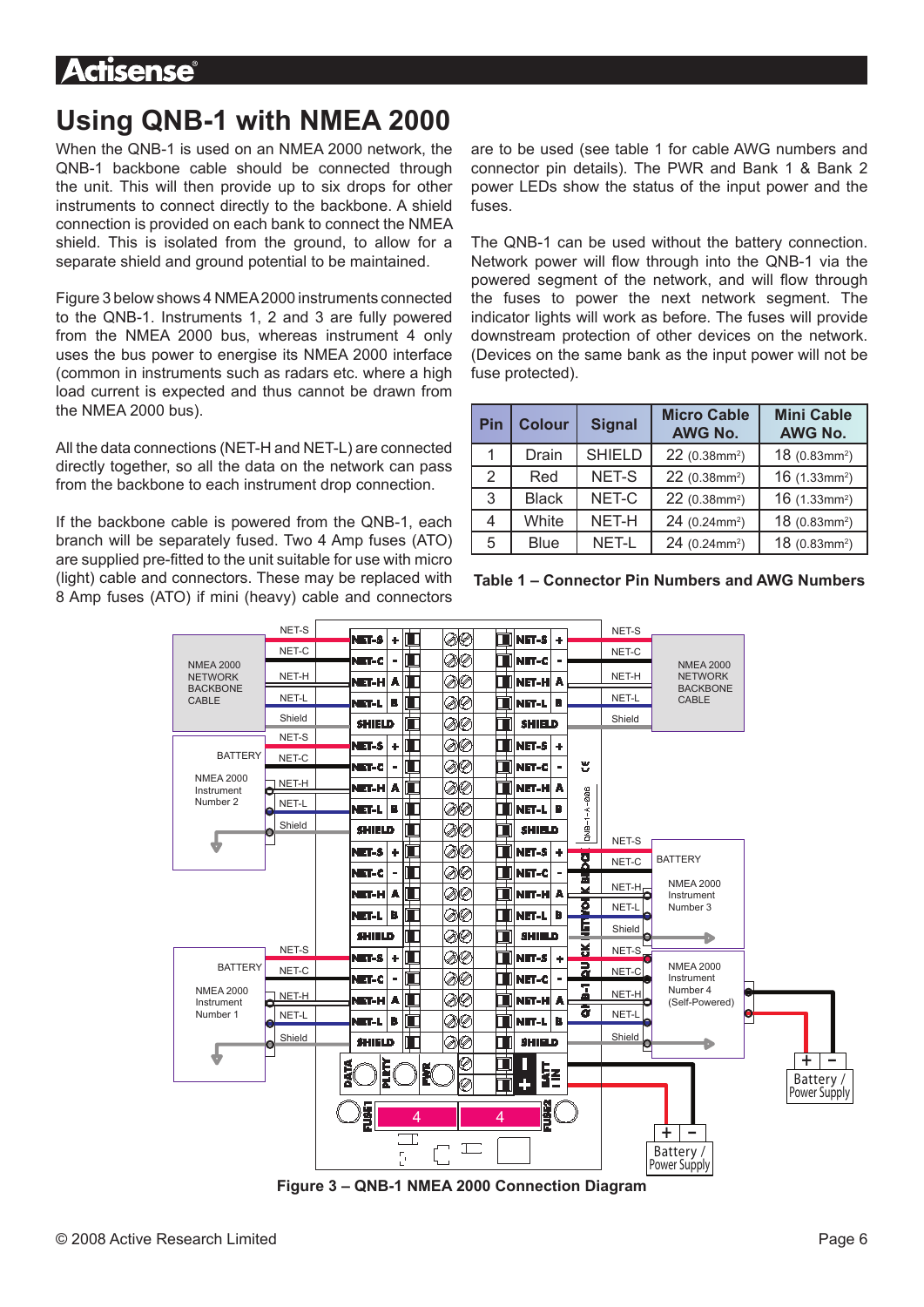# Using QNB-1 with NMEA 2000

When the QNB-1 is used on an NMEA 2000 network, the QNB-1 backbone cable should be connected through the unit. This will then provide up to six drops for other instruments to connect directly to the backbone. A shield connection is provided on each bank to connect the NMEA shield. This is isolated from the ground, to allow for a separate shield and ground potential to be maintained.

Figure 3 below shows 4 NMEA 2000 instruments connected to the QNB-1. Instruments 1, 2 and 3 are fully powered from the NMEA 2000 bus, whereas instrument 4 only uses the bus power to energise its NMEA 2000 interface (common in instruments such as radars etc. where a high load current is expected and thus cannot be drawn from the NMEA 2000 bus).

All the data connections (NET-H and NET-L) are connected directly together, so all the data on the network can pass from the backbone to each instrument drop connection.

If the backbone cable is powered from the QNB-1, each branch will be separately fused. Two 4 Amp fuses (ATO) are supplied pre-fitted to the unit suitable for use with micro (light) cable and connectors. These may be replaced with 8 Amp fuses (ATO) if mini (heavy) cable and connectors are to be used (see table 1 for cable AWG numbers and connector pin details). The PWR and Bank 1 & Bank 2 power LEDs show the status of the input power and the fuses.

The QNB-1 can be used without the battery connection. Network power will flow through into the QNB-1 via the powered segment of the network, and will flow through the fuses to power the next network segment. The indicator lights will work as before. The fuses will provide downstream protection of other devices on the network. (Devices on the same bank as the input power will not be fuse protected).

| Pin | Colour | Signal | Micro Cable AWG No. | Mini Cable AWG No. |
|---|---|---|---|---|
| 1 | Drain | SHIELD | 22 (0.38mm²) | 18 (0.83mm²) |
| 2 | Red | NET-S | 22 (0.38mm²) | 16 (1.33mm²) |
| 3 | Black | NET-C | 22 (0.38mm²) | 16 (1.33mm²) |
| 4 | White | NET-H | 24 (0.24mm²) | 18 (0.83mm²) |
| 5 | Blue | NET-L | 24 (0.24mm²) | 18 (0.83mm²) |

**Table 1 – Connector Pin Numbers and AWG Numbers**

**Figure 3 – QNB-1 NMEA 2000 Connection Diagram**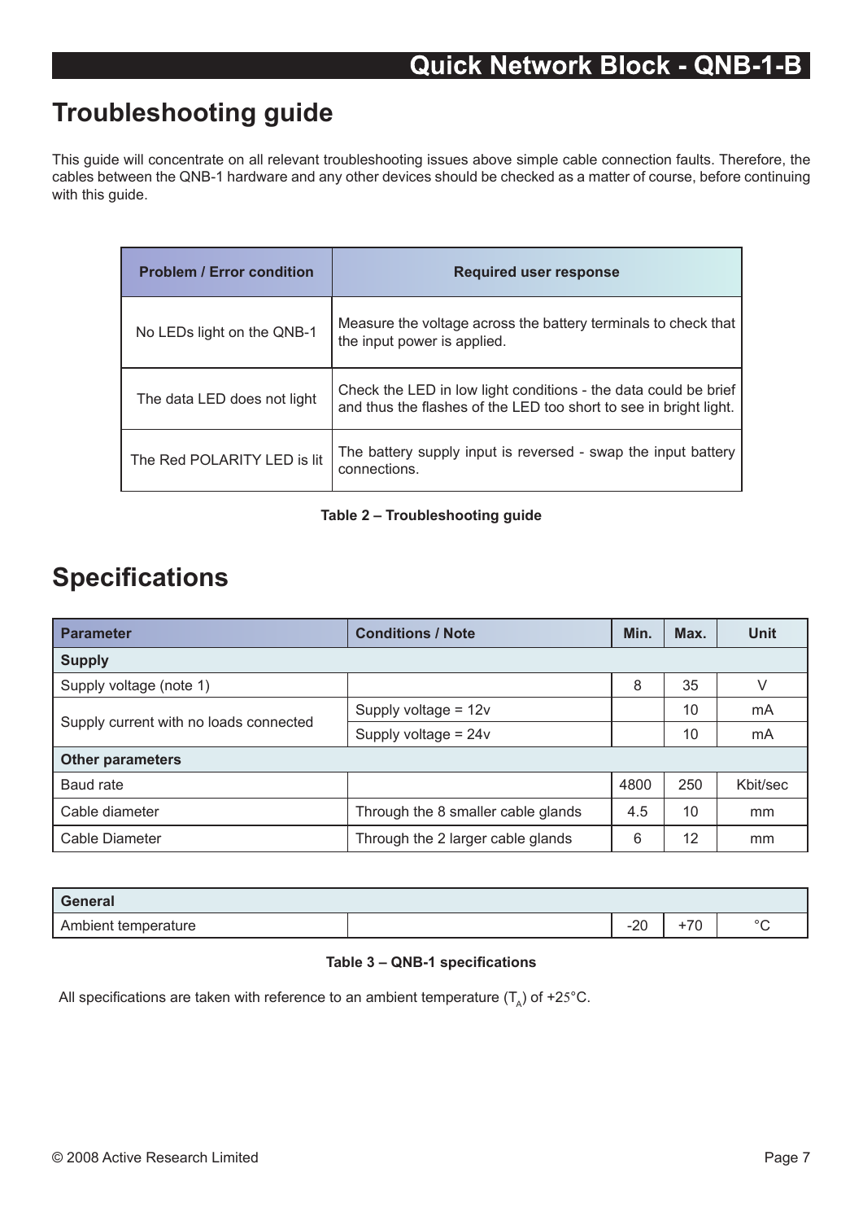# Troubleshooting guide

This guide will concentrate on all relevant troubleshooting issues above simple cable connection faults. Therefore, the cables between the QNB-1 hardware and any other devices should be checked as a matter of course, before continuing with this guide.

| Problem / Error condition | Required user response |
|---|---|
| No LEDs light on the QNB-1 | Measure the voltage across the battery terminals to check that the input power is applied. |
| The data LED does not light | Check the LED in low light conditions - the data could be brief and thus the flashes of the LED too short to see in bright light. |
| The Red POLARITY LED is lit | The battery supply input is reversed - swap the input battery connections. |

**Table 2 – Troubleshooting guide**

# Specifications

| Parameter | Conditions / Note | Min. | Max. | Unit |
|---|---|---|---|---|
| **Supply** | | | | |
| Supply voltage (note 1) | | 8 | 35 | V |
| Supply current with no loads connected | Supply voltage = 12v | | 10 | mA |
| | Supply voltage = 24v | | 10 | mA |
| **Other parameters** | | | | |
| Baud rate | | 4800 | 250 | Kbit/sec |
| Cable diameter | Through the 8 smaller cable glands | 4.5 | 10 | mm |
| Cable Diameter | Through the 2 larger cable glands | 6 | 12 | mm |
| **General** | | | | |
| Ambient temperature | | -20 | +70 | °C |

**Table 3 – QNB-1 specifications**

All specifications are taken with reference to an ambient temperature ($T_A$) of +25°C.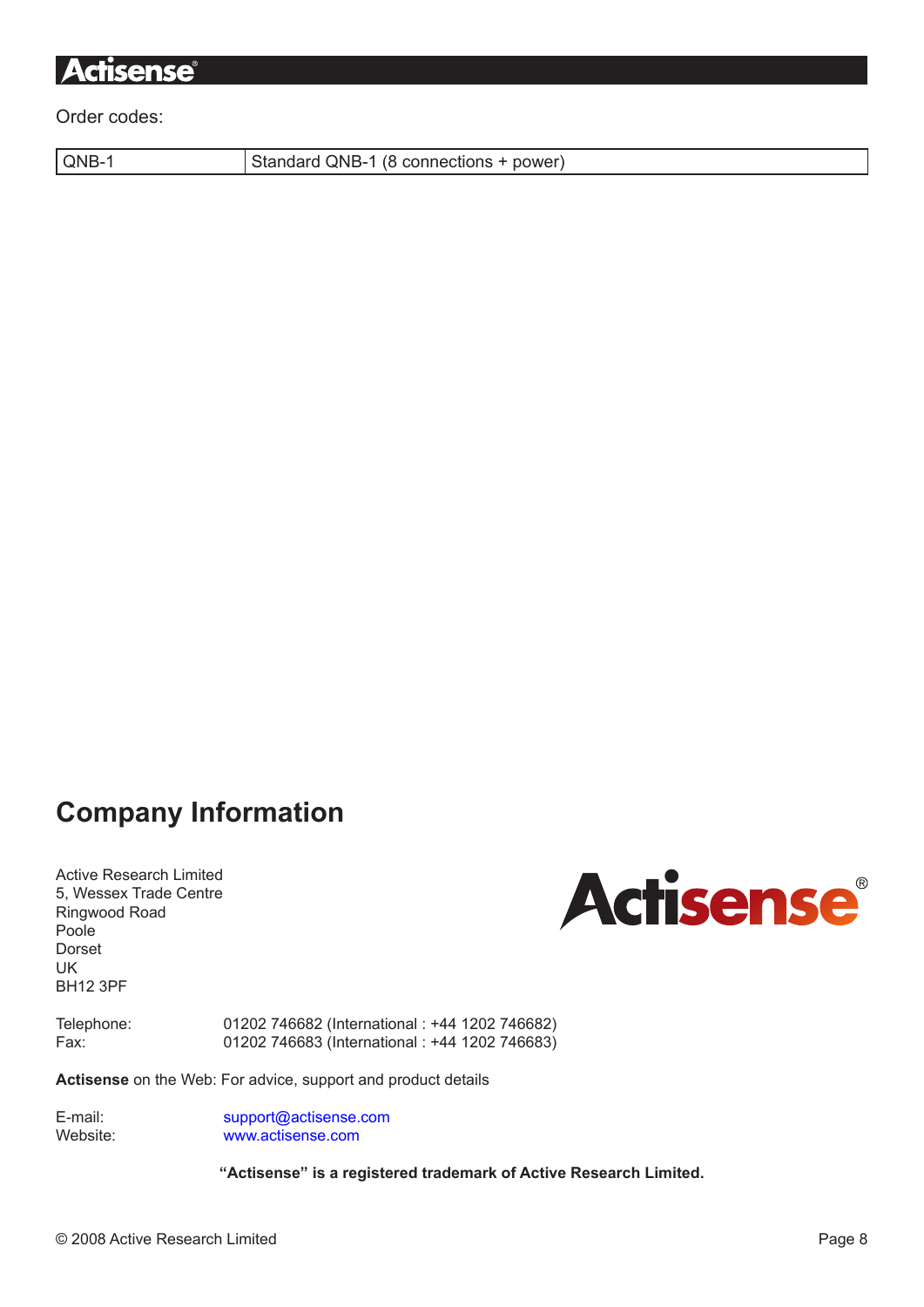Order codes:

| | |
|---|---|
| QNB-1 | Standard QNB-1 (8 connections + power) |

## Company Information

Active Research Limited
5, Wessex Trade Centre
Ringwood Road
Poole
Dorset
UK
BH12 3PF

Telephone: 01202 746682 (International : +44 1202 746682)
Fax: 01202 746683 (International : +44 1202 746683)

**Actisense** on the Web: For advice, support and product details

E-mail: support@actisense.com
Website: www.actisense.com

**“Actisense” is a registered trademark of Active Research Limited.**

© 2008 Active Research Limited